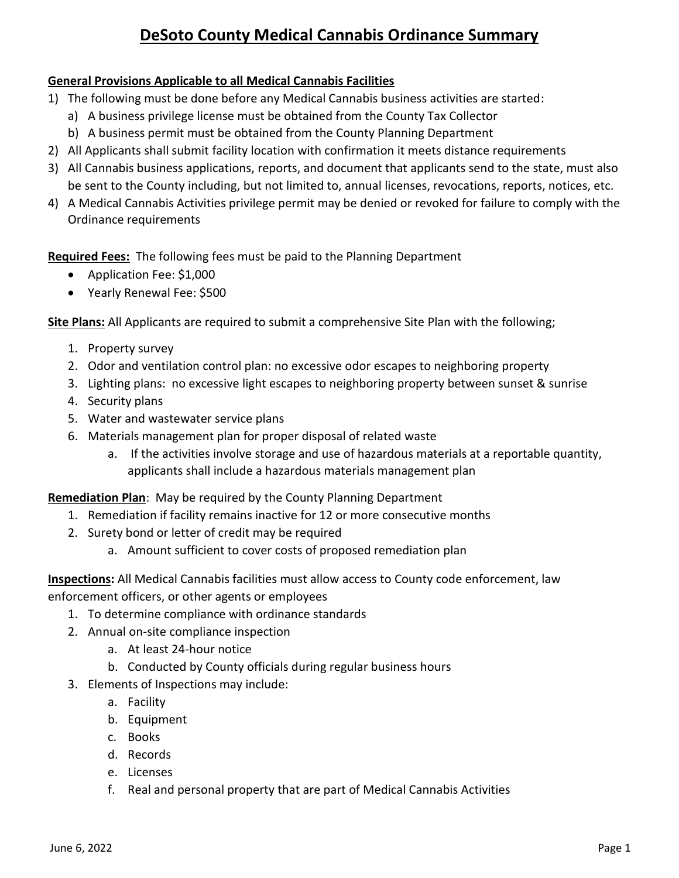# DeSoto County Medical Cannabis Ordinance Summary

**General Provisions Applicable to all Medical Cannabis Facilities**

1) The following must be done before any Medical Cannabis business activities are started:
   a) A business privilege license must be obtained from the County Tax Collector
   b) A business permit must be obtained from the County Planning Department
2) All Applicants shall submit facility location with confirmation it meets distance requirements
3) All Cannabis business applications, reports, and document that applicants send to the state, must also be sent to the County including, but not limited to, annual licenses, revocations, reports, notices, etc.
4) A Medical Cannabis Activities privilege permit may be denied or revoked for failure to comply with the Ordinance requirements

**Required Fees:** The following fees must be paid to the Planning Department

- Application Fee: $1,000
- Yearly Renewal Fee: $500

**Site Plans:** All Applicants are required to submit a comprehensive Site Plan with the following;

1. Property survey
2. Odor and ventilation control plan: no excessive odor escapes to neighboring property
3. Lighting plans: no excessive light escapes to neighboring property between sunset & sunrise
4. Security plans
5. Water and wastewater service plans
6. Materials management plan for proper disposal of related waste
   a. If the activities involve storage and use of hazardous materials at a reportable quantity, applicants shall include a hazardous materials management plan

**Remediation Plan**: May be required by the County Planning Department

1. Remediation if facility remains inactive for 12 or more consecutive months
2. Surety bond or letter of credit may be required
   a. Amount sufficient to cover costs of proposed remediation plan

**Inspections:** All Medical Cannabis facilities must allow access to County code enforcement, law enforcement officers, or other agents or employees

1. To determine compliance with ordinance standards
2. Annual on-site compliance inspection
   a. At least 24-hour notice
   b. Conducted by County officials during regular business hours
3. Elements of Inspections may include:
   a. Facility
   b. Equipment
   c. Books
   d. Records
   e. Licenses
   f. Real and personal property that are part of Medical Cannabis Activities

June 6, 2022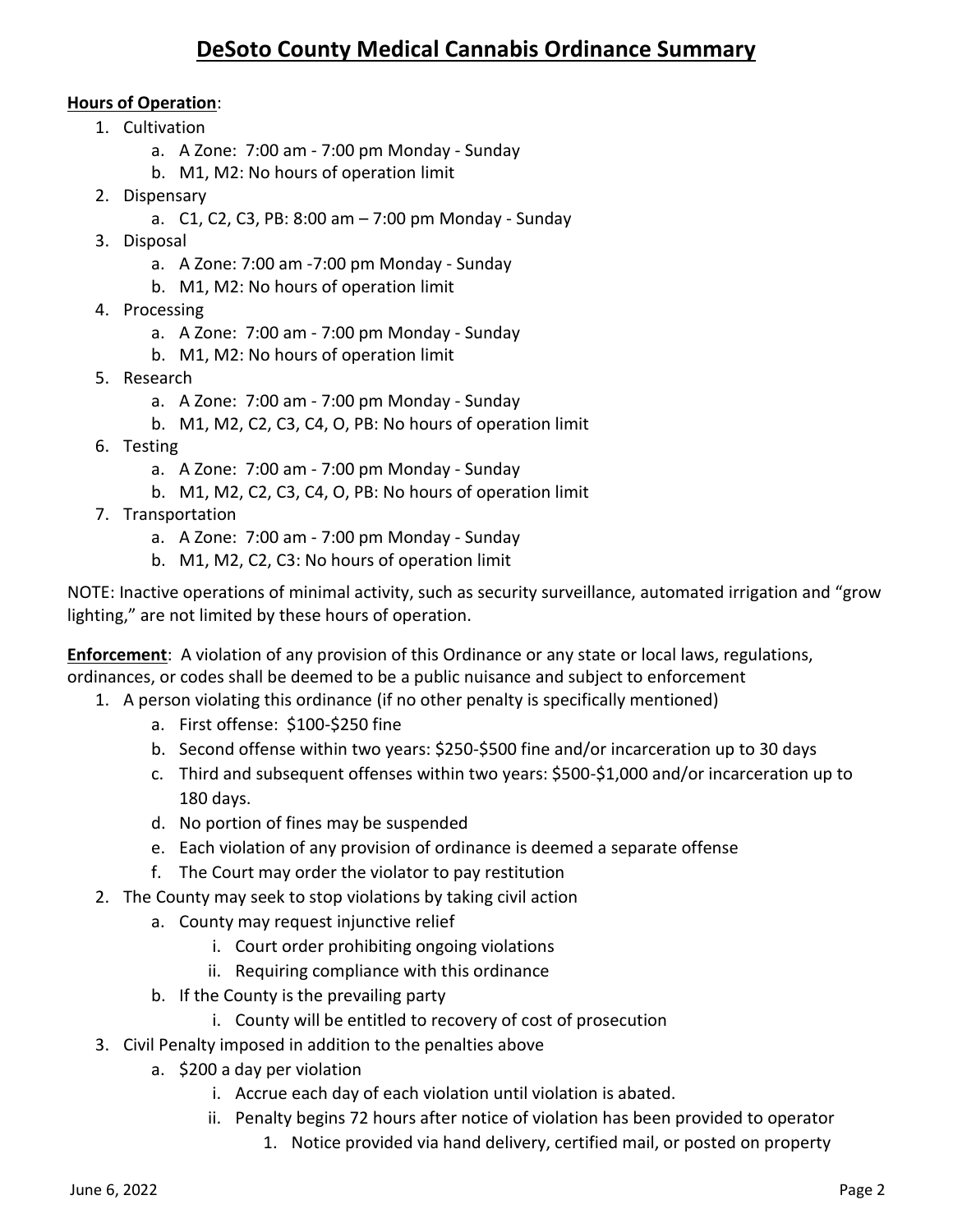# DeSoto County Medical Cannabis Ordinance Summary

**Hours of Operation**:

1. Cultivation
    a. A Zone: 7:00 am - 7:00 pm Monday - Sunday
    b. M1, M2: No hours of operation limit
2. Dispensary
    a. C1, C2, C3, PB: 8:00 am – 7:00 pm Monday - Sunday
3. Disposal
    a. A Zone: 7:00 am -7:00 pm Monday - Sunday
    b. M1, M2: No hours of operation limit
4. Processing
    a. A Zone: 7:00 am - 7:00 pm Monday - Sunday
    b. M1, M2: No hours of operation limit
5. Research
    a. A Zone: 7:00 am - 7:00 pm Monday - Sunday
    b. M1, M2, C2, C3, C4, O, PB: No hours of operation limit
6. Testing
    a. A Zone: 7:00 am - 7:00 pm Monday - Sunday
    b. M1, M2, C2, C3, C4, O, PB: No hours of operation limit
7. Transportation
    a. A Zone: 7:00 am - 7:00 pm Monday - Sunday
    b. M1, M2, C2, C3: No hours of operation limit

NOTE: Inactive operations of minimal activity, such as security surveillance, automated irrigation and "grow lighting," are not limited by these hours of operation.

**Enforcement**: A violation of any provision of this Ordinance or any state or local laws, regulations, ordinances, or codes shall be deemed to be a public nuisance and subject to enforcement

1. A person violating this ordinance (if no other penalty is specifically mentioned)
    a. First offense: $100-$250 fine
    b. Second offense within two years: $250-$500 fine and/or incarceration up to 30 days
    c. Third and subsequent offenses within two years: $500-$1,000 and/or incarceration up to 180 days.
    d. No portion of fines may be suspended
    e. Each violation of any provision of ordinance is deemed a separate offense
    f. The Court may order the violator to pay restitution
2. The County may seek to stop violations by taking civil action
    a. County may request injunctive relief
        i. Court order prohibiting ongoing violations
        ii. Requiring compliance with this ordinance
    b. If the County is the prevailing party
        i. County will be entitled to recovery of cost of prosecution
3. Civil Penalty imposed in addition to the penalties above
    a. $200 a day per violation
        i. Accrue each day of each violation until violation is abated.
        ii. Penalty begins 72 hours after notice of violation has been provided to operator
            1. Notice provided via hand delivery, certified mail, or posted on property